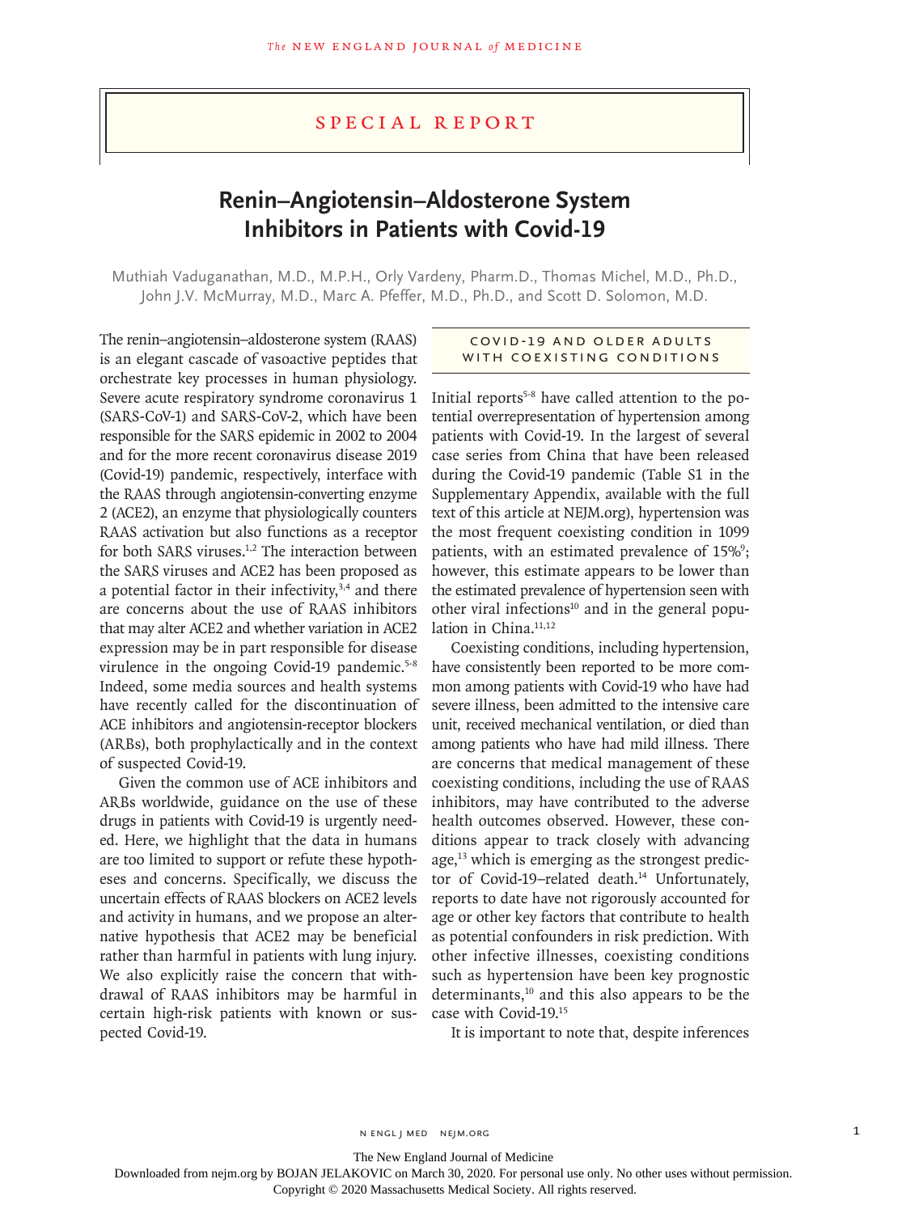SPECIAL REPORT

# Renin–Angiotensin–Aldosterone System Inhibitors in Patients with Covid-19

Muthiah Vaduganathan, M.D., M.P.H., Orly Vardeny, Pharm.D., Thomas Michel, M.D., Ph.D., John J.V. McMurray, M.D., Marc A. Pfeffer, M.D., Ph.D., and Scott D. Solomon, M.D.

The renin–angiotensin–aldosterone system (RAAS) is an elegant cascade of vasoactive peptides that orchestrate key processes in human physiology. Severe acute respiratory syndrome coronavirus 1 (SARS-CoV-1) and SARS-CoV-2, which have been responsible for the SARS epidemic in 2002 to 2004 and for the more recent coronavirus disease 2019 (Covid-19) pandemic, respectively, interface with the RAAS through angiotensin-converting enzyme 2 (ACE2), an enzyme that physiologically counters RAAS activation but also functions as a receptor for both SARS viruses.[1,2] The interaction between the SARS viruses and ACE2 has been proposed as a potential factor in their infectivity,[3,4] and there are concerns about the use of RAAS inhibitors that may alter ACE2 and whether variation in ACE2 expression may be in part responsible for disease virulence in the ongoing Covid-19 pandemic.[5-8] Indeed, some media sources and health systems have recently called for the discontinuation of ACE inhibitors and angiotensin-receptor blockers (ARBs), both prophylactically and in the context of suspected Covid-19.

Given the common use of ACE inhibitors and ARBs worldwide, guidance on the use of these drugs in patients with Covid-19 is urgently needed. Here, we highlight that the data in humans are too limited to support or refute these hypotheses and concerns. Specifically, we discuss the uncertain effects of RAAS blockers on ACE2 levels and activity in humans, and we propose an alternative hypothesis that ACE2 may be beneficial rather than harmful in patients with lung injury. We also explicitly raise the concern that withdrawal of RAAS inhibitors may be harmful in certain high-risk patients with known or suspected Covid-19.

## COVID-19 AND OLDER ADULTS WITH COEXISTING CONDITIONS

Initial reports[5-8] have called attention to the potential overrepresentation of hypertension among patients with Covid-19. In the largest of several case series from China that have been released during the Covid-19 pandemic (Table S1 in the Supplementary Appendix, available with the full text of this article at NEJM.org), hypertension was the most frequent coexisting condition in 1099 patients, with an estimated prevalence of 15%[9]; however, this estimate appears to be lower than the estimated prevalence of hypertension seen with other viral infections[10] and in the general population in China.[11,12]

Coexisting conditions, including hypertension, have consistently been reported to be more common among patients with Covid-19 who have had severe illness, been admitted to the intensive care unit, received mechanical ventilation, or died than among patients who have had mild illness. There are concerns that medical management of these coexisting conditions, including the use of RAAS inhibitors, may have contributed to the adverse health outcomes observed. However, these conditions appear to track closely with advancing age,[13] which is emerging as the strongest predictor of Covid-19–related death.[14] Unfortunately, reports to date have not rigorously accounted for age or other key factors that contribute to health as potential confounders in risk prediction. With other infective illnesses, coexisting conditions such as hypertension have been key prognostic determinants,[10] and this also appears to be the case with Covid-19.[15]

It is important to note that, despite inferences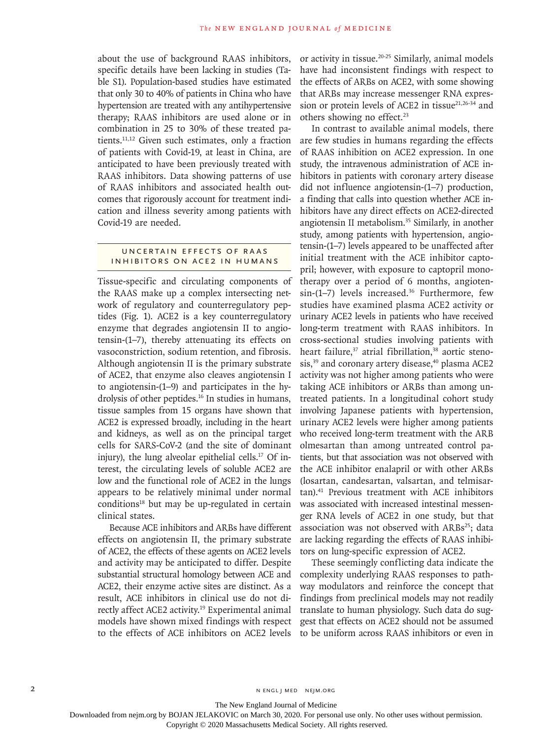about the use of background RAAS inhibitors, specific details have been lacking in studies (Table S1). Population-based studies have estimated that only 30 to 40% of patients in China who have hypertension are treated with any antihypertensive therapy; RAAS inhibitors are used alone or in combination in 25 to 30% of these treated patients.[11,12] Given such estimates, only a fraction of patients with Covid-19, at least in China, are anticipated to have been previously treated with RAAS inhibitors. Data showing patterns of use of RAAS inhibitors and associated health outcomes that rigorously account for treatment indication and illness severity among patients with Covid-19 are needed.

## UNCERTAIN EFFECTS OF RAAS INHIBITORS ON ACE2 IN HUMANS

Tissue-specific and circulating components of the RAAS make up a complex intersecting network of regulatory and counterregulatory peptides (Fig. 1). ACE2 is a key counterregulatory enzyme that degrades angiotensin II to angiotensin-(1–7), thereby attenuating its effects on vasoconstriction, sodium retention, and fibrosis. Although angiotensin II is the primary substrate of ACE2, that enzyme also cleaves angiotensin I to angiotensin-(1–9) and participates in the hydrolysis of other peptides.[16] In studies in humans, tissue samples from 15 organs have shown that ACE2 is expressed broadly, including in the heart and kidneys, as well as on the principal target cells for SARS-CoV-2 (and the site of dominant injury), the lung alveolar epithelial cells.[17] Of interest, the circulating levels of soluble ACE2 are low and the functional role of ACE2 in the lungs appears to be relatively minimal under normal conditions[18] but may be up-regulated in certain clinical states.

Because ACE inhibitors and ARBs have different effects on angiotensin II, the primary substrate of ACE2, the effects of these agents on ACE2 levels and activity may be anticipated to differ. Despite substantial structural homology between ACE and ACE2, their enzyme active sites are distinct. As a result, ACE inhibitors in clinical use do not directly affect ACE2 activity.[19] Experimental animal models have shown mixed findings with respect to the effects of ACE inhibitors on ACE2 levels or activity in tissue.[20-25] Similarly, animal models have had inconsistent findings with respect to the effects of ARBs on ACE2, with some showing that ARBs may increase messenger RNA expression or protein levels of ACE2 in tissue[21,26-34] and others showing no effect.[23]

In contrast to available animal models, there are few studies in humans regarding the effects of RAAS inhibition on ACE2 expression. In one study, the intravenous administration of ACE inhibitors in patients with coronary artery disease did not influence angiotensin-(1–7) production, a finding that calls into question whether ACE inhibitors have any direct effects on ACE2-directed angiotensin II metabolism.[35] Similarly, in another study, among patients with hypertension, angiotensin-(1–7) levels appeared to be unaffected after initial treatment with the ACE inhibitor captopril; however, with exposure to captopril monotherapy over a period of 6 months, angiotensin-(1–7) levels increased.[36] Furthermore, few studies have examined plasma ACE2 activity or urinary ACE2 levels in patients who have received long-term treatment with RAAS inhibitors. In cross-sectional studies involving patients with heart failure,[37] atrial fibrillation,[38] aortic stenosis,[39] and coronary artery disease,[40] plasma ACE2 activity was not higher among patients who were taking ACE inhibitors or ARBs than among untreated patients. In a longitudinal cohort study involving Japanese patients with hypertension, urinary ACE2 levels were higher among patients who received long-term treatment with the ARB olmesartan than among untreated control patients, but that association was not observed with the ACE inhibitor enalapril or with other ARBs (losartan, candesartan, valsartan, and telmisartan).[41] Previous treatment with ACE inhibitors was associated with increased intestinal messenger RNA levels of ACE2 in one study, but that association was not observed with ARBs[25]; data are lacking regarding the effects of RAAS inhibitors on lung-specific expression of ACE2.

These seemingly conflicting data indicate the complexity underlying RAAS responses to pathway modulators and reinforce the concept that findings from preclinical models may not readily translate to human physiology. Such data do suggest that effects on ACE2 should not be assumed to be uniform across RAAS inhibitors or even in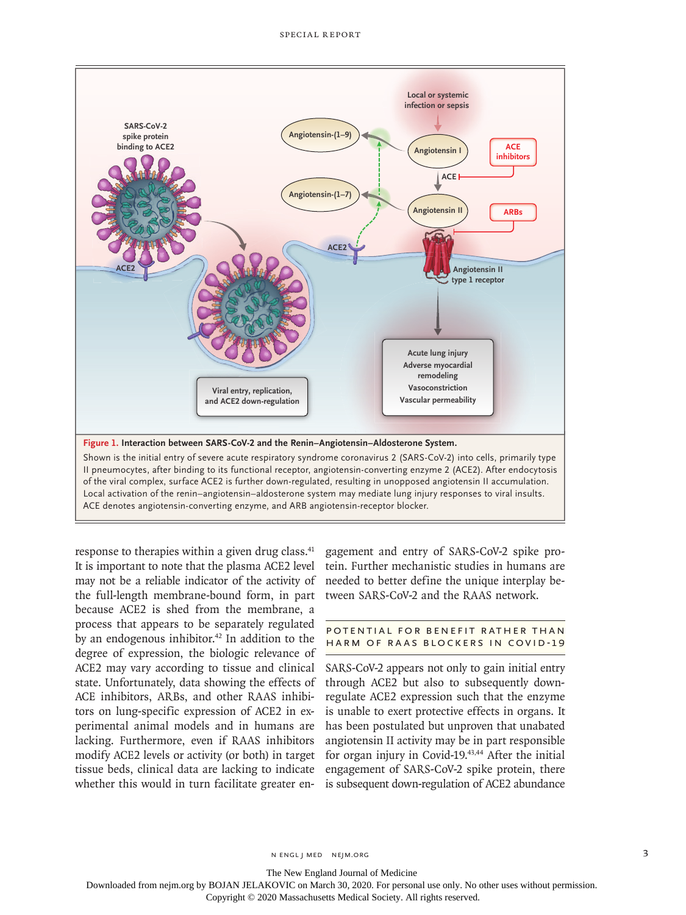**Figure 1. Interaction between SARS-CoV-2 and the Renin–Angiotensin–Aldosterone System.**

Shown is the initial entry of severe acute respiratory syndrome coronavirus 2 (SARS-CoV-2) into cells, primarily type II pneumocytes, after binding to its functional receptor, angiotensin-converting enzyme 2 (ACE2). After endocytosis of the viral complex, surface ACE2 is further down-regulated, resulting in unopposed angiotensin II accumulation. Local activation of the renin–angiotensin–aldosterone system may mediate lung injury responses to viral insults. ACE denotes angiotensin-converting enzyme, and ARB angiotensin-receptor blocker.

response to therapies within a given drug class.[41] It is important to note that the plasma ACE2 level may not be a reliable indicator of the activity of the full-length membrane-bound form, in part because ACE2 is shed from the membrane, a process that appears to be separately regulated by an endogenous inhibitor.[42] In addition to the degree of expression, the biologic relevance of ACE2 may vary according to tissue and clinical state. Unfortunately, data showing the effects of ACE inhibitors, ARBs, and other RAAS inhibitors on lung-specific expression of ACE2 in experimental animal models and in humans are lacking. Furthermore, even if RAAS inhibitors modify ACE2 levels or activity (or both) in target tissue beds, clinical data are lacking to indicate whether this would in turn facilitate greater engagement and entry of SARS-CoV-2 spike protein. Further mechanistic studies in humans are needed to better define the unique interplay between SARS-CoV-2 and the RAAS network.

## POTENTIAL FOR BENEFIT RATHER THAN HARM OF RAAS BLOCKERS IN COVID-19

SARS-CoV-2 appears not only to gain initial entry through ACE2 but also to subsequently down-regulate ACE2 expression such that the enzyme is unable to exert protective effects in organs. It has been postulated but unproven that unabated angiotensin II activity may be in part responsible for organ injury in Covid-19.[43,44] After the initial engagement of SARS-CoV-2 spike protein, there is subsequent down-regulation of ACE2 abundance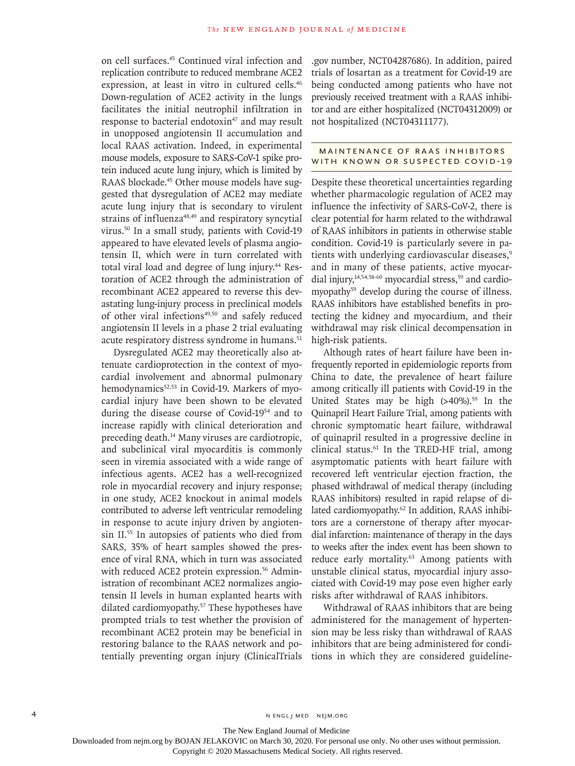on cell surfaces.[45] Continued viral infection and replication contribute to reduced membrane ACE2 expression, at least in vitro in cultured cells.[46] Down-regulation of ACE2 activity in the lungs facilitates the initial neutrophil infiltration in response to bacterial endotoxin[47] and may result in unopposed angiotensin II accumulation and local RAAS activation. Indeed, in experimental mouse models, exposure to SARS-CoV-1 spike protein induced acute lung injury, which is limited by RAAS blockade.[45] Other mouse models have suggested that dysregulation of ACE2 may mediate acute lung injury that is secondary to virulent strains of influenza[48,49] and respiratory syncytial virus.[50] In a small study, patients with Covid-19 appeared to have elevated levels of plasma angiotensin II, which were in turn correlated with total viral load and degree of lung injury.[44] Restoration of ACE2 through the administration of recombinant ACE2 appeared to reverse this devastating lung-injury process in preclinical models of other viral infections[49,50] and safely reduced angiotensin II levels in a phase 2 trial evaluating acute respiratory distress syndrome in humans.[51]

Dysregulated ACE2 may theoretically also attenuate cardioprotection in the context of myocardial involvement and abnormal pulmonary hemodynamics[52,53] in Covid-19. Markers of myocardial injury have been shown to be elevated during the disease course of Covid-19[54] and to increase rapidly with clinical deterioration and preceding death.[14] Many viruses are cardiotropic, and subclinical viral myocarditis is commonly seen in viremia associated with a wide range of infectious agents. ACE2 has a well-recognized role in myocardial recovery and injury response; in one study, ACE2 knockout in animal models contributed to adverse left ventricular remodeling in response to acute injury driven by angiotensin II.[55] In autopsies of patients who died from SARS, 35% of heart samples showed the presence of viral RNA, which in turn was associated with reduced ACE2 protein expression.[56] Administration of recombinant ACE2 normalizes angiotensin II levels in human explanted hearts with dilated cardiomyopathy.[57] These hypotheses have prompted trials to test whether the provision of recombinant ACE2 protein may be beneficial in restoring balance to the RAAS network and potentially preventing organ injury (ClinicalTrials.gov number, NCT04287686). In addition, paired trials of losartan as a treatment for Covid-19 are being conducted among patients who have not previously received treatment with a RAAS inhibitor and are either hospitalized (NCT04312009) or not hospitalized (NCT04311177).

## MAINTENANCE OF RAAS INHIBITORS WITH KNOWN OR SUSPECTED COVID-19

Despite these theoretical uncertainties regarding whether pharmacologic regulation of ACE2 may influence the infectivity of SARS-CoV-2, there is clear potential for harm related to the withdrawal of RAAS inhibitors in patients in otherwise stable condition. Covid-19 is particularly severe in patients with underlying cardiovascular diseases,[9] and in many of these patients, active myocardial injury,[14,54,58-60] myocardial stress,[59] and cardiomyopathy[59] develop during the course of illness. RAAS inhibitors have established benefits in protecting the kidney and myocardium, and their withdrawal may risk clinical decompensation in high-risk patients.

Although rates of heart failure have been infrequently reported in epidemiologic reports from China to date, the prevalence of heart failure among critically ill patients with Covid-19 in the United States may be high (>40%).[59] In the Quinapril Heart Failure Trial, among patients with chronic symptomatic heart failure, withdrawal of quinapril resulted in a progressive decline in clinical status.[61] In the TRED-HF trial, among asymptomatic patients with heart failure with recovered left ventricular ejection fraction, the phased withdrawal of medical therapy (including RAAS inhibitors) resulted in rapid relapse of dilated cardiomyopathy.[62] In addition, RAAS inhibitors are a cornerstone of therapy after myocardial infarction: maintenance of therapy in the days to weeks after the index event has been shown to reduce early mortality.[63] Among patients with unstable clinical status, myocardial injury associated with Covid-19 may pose even higher early risks after withdrawal of RAAS inhibitors.

Withdrawal of RAAS inhibitors that are being administered for the management of hypertension may be less risky than withdrawal of RAAS inhibitors that are being administered for conditions in which they are considered guideline-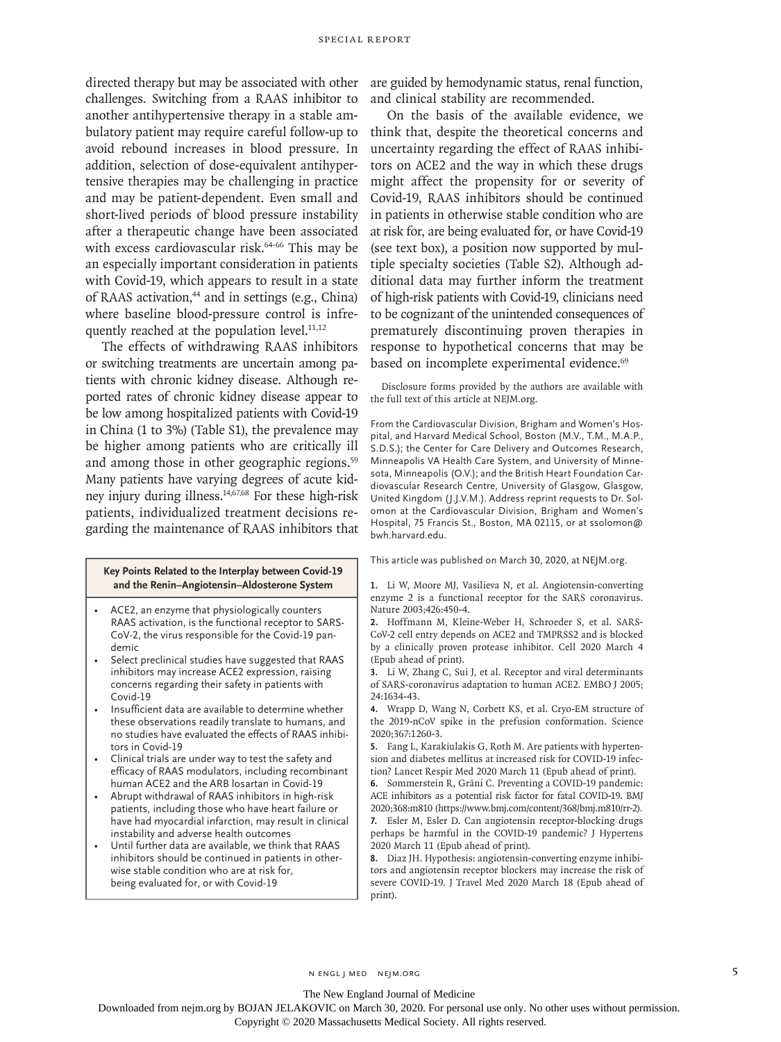directed therapy but may be associated with other challenges. Switching from a RAAS inhibitor to another antihypertensive therapy in a stable ambulatory patient may require careful follow-up to avoid rebound increases in blood pressure. In addition, selection of dose-equivalent antihypertensive therapies may be challenging in practice and may be patient-dependent. Even small and short-lived periods of blood pressure instability after a therapeutic change have been associated with excess cardiovascular risk.[64-66] This may be an especially important consideration in patients with Covid-19, which appears to result in a state of RAAS activation,[44] and in settings (e.g., China) where baseline blood-pressure control is infrequently reached at the population level.[11,12]

The effects of withdrawing RAAS inhibitors or switching treatments are uncertain among patients with chronic kidney disease. Although reported rates of chronic kidney disease appear to be low among hospitalized patients with Covid-19 in China (1 to 3%) (Table S1), the prevalence may be higher among patients who are critically ill and among those in other geographic regions.[59] Many patients have varying degrees of acute kidney injury during illness.[14,67,68] For these high-risk patients, individualized treatment decisions regarding the maintenance of RAAS inhibitors that are guided by hemodynamic status, renal function, and clinical stability are recommended.

On the basis of the available evidence, we think that, despite the theoretical concerns and uncertainty regarding the effect of RAAS inhibitors on ACE2 and the way in which these drugs might affect the propensity for or severity of Covid-19, RAAS inhibitors should be continued in patients in otherwise stable condition who are at risk for, are being evaluated for, or have Covid-19 (see text box), a position now supported by multiple specialty societies (Table S2). Although additional data may further inform the treatment of high-risk patients with Covid-19, clinicians need to be cognizant of the unintended consequences of prematurely discontinuing proven therapies in response to hypothetical concerns that may be based on incomplete experimental evidence.[69]

**Key Points Related to the Interplay between Covid-19 and the Renin–Angiotensin–Aldosterone System**

- ACE2, an enzyme that physiologically counters RAAS activation, is the functional receptor to SARS-CoV-2, the virus responsible for the Covid-19 pandemic
- Select preclinical studies have suggested that RAAS inhibitors may increase ACE2 expression, raising concerns regarding their safety in patients with Covid-19
- Insufficient data are available to determine whether these observations readily translate to humans, and no studies have evaluated the effects of RAAS inhibitors in Covid-19
- Clinical trials are under way to test the safety and efficacy of RAAS modulators, including recombinant human ACE2 and the ARB losartan in Covid-19
- Abrupt withdrawal of RAAS inhibitors in high-risk patients, including those who have heart failure or have had myocardial infarction, may result in clinical instability and adverse health outcomes
- Until further data are available, we think that RAAS inhibitors should be continued in patients in otherwise stable condition who are at risk for, being evaluated for, or with Covid-19

Disclosure forms provided by the authors are available with the full text of this article at NEJM.org.

From the Cardiovascular Division, Brigham and Women's Hospital, and Harvard Medical School, Boston (M.V., T.M., M.A.P., S.D.S.); the Center for Care Delivery and Outcomes Research, Minneapolis VA Health Care System, and University of Minnesota, Minneapolis (O.V.); and the British Heart Foundation Cardiovascular Research Centre, University of Glasgow, Glasgow, United Kingdom (J.J.V.M.). Address reprint requests to Dr. Solomon at the Cardiovascular Division, Brigham and Women's Hospital, 75 Francis St., Boston, MA 02115, or at ssolomon@bwh.harvard.edu.

This article was published on March 30, 2020, at NEJM.org.

1. Li W, Moore MJ, Vasilieva N, et al. Angiotensin-converting enzyme 2 is a functional receptor for the SARS coronavirus. Nature 2003;426:450-4.
2. Hoffmann M, Kleine-Weber H, Schroeder S, et al. SARS-CoV-2 cell entry depends on ACE2 and TMPRSS2 and is blocked by a clinically proven protease inhibitor. Cell 2020 March 4 (Epub ahead of print).
3. Li W, Zhang C, Sui J, et al. Receptor and viral determinants of SARS-coronavirus adaptation to human ACE2. EMBO J 2005;24:1634-43.
4. Wrapp D, Wang N, Corbett KS, et al. Cryo-EM structure of the 2019-nCoV spike in the prefusion conformation. Science 2020;367:1260-3.
5. Fang L, Karakiulakis G, Roth M. Are patients with hypertension and diabetes mellitus at increased risk for COVID-19 infection? Lancet Respir Med 2020 March 11 (Epub ahead of print).
6. Sommerstein R, Gräni C. Preventing a COVID-19 pandemic: ACE inhibitors as a potential risk factor for fatal COVID-19. BMJ 2020;368:m810 (https://www.bmj.com/content/368/bmj.m810/rr-2).
7. Esler M, Esler D. Can angiotensin receptor-blocking drugs perhaps be harmful in the COVID-19 pandemic? J Hypertens 2020 March 11 (Epub ahead of print).
8. Diaz JH. Hypothesis: angiotensin-converting enzyme inhibitors and angiotensin receptor blockers may increase the risk of severe COVID-19. J Travel Med 2020 March 18 (Epub ahead of print).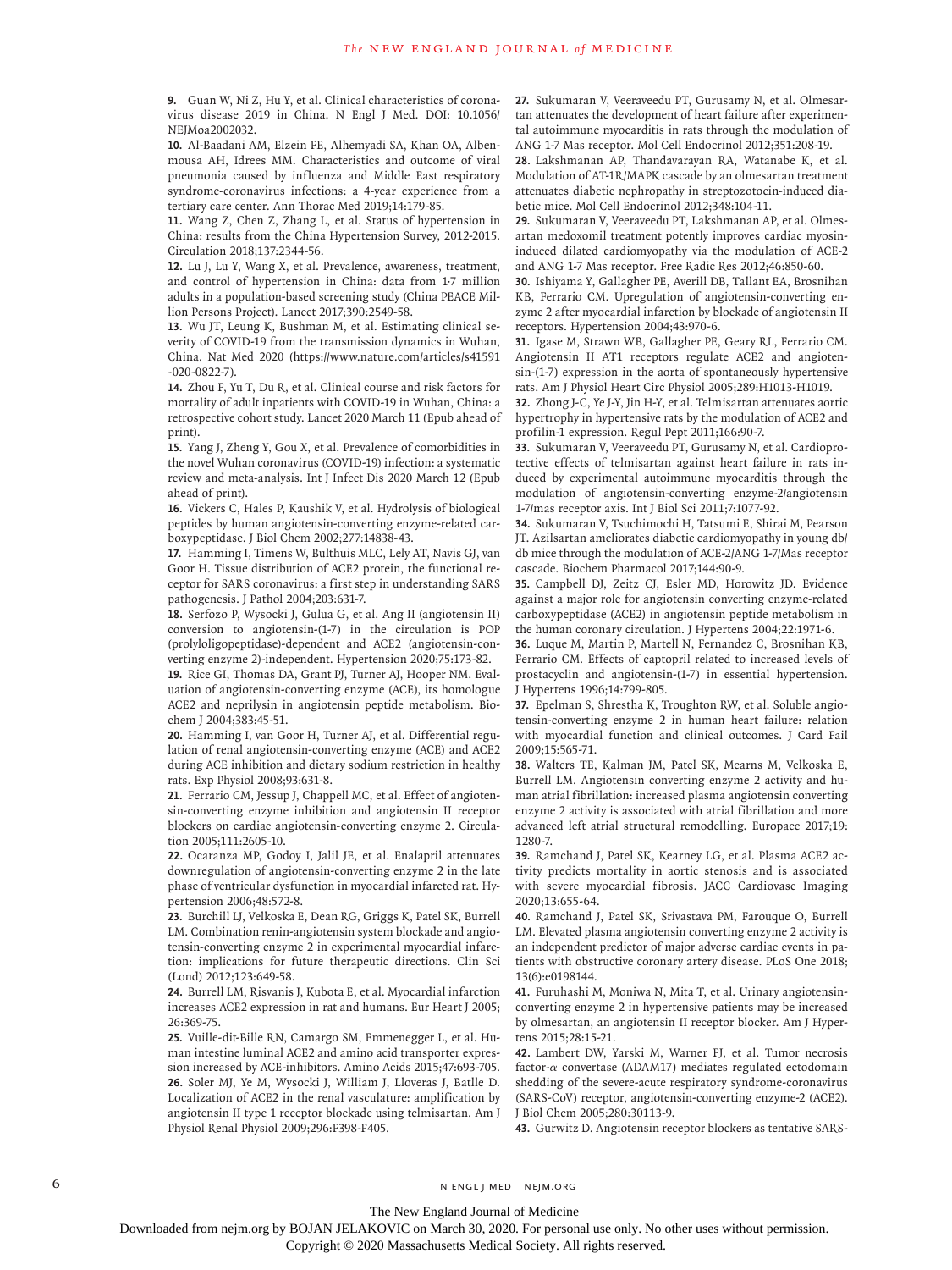9. Guan W, Ni Z, Hu Y, et al. Clinical characteristics of coronavirus disease 2019 in China. N Engl J Med. DOI: 10.1056/NEJMoa2002032.

10. Al-Baadani AM, Elzein FE, Alhemyadi SA, Khan OA, Albenmousa AH, Idrees MM. Characteristics and outcome of viral pneumonia caused by influenza and Middle East respiratory syndrome-coronavirus infections: a 4-year experience from a tertiary care center. Ann Thorac Med 2019;14:179-85.

11. Wang Z, Chen Z, Zhang L, et al. Status of hypertension in China: results from the China Hypertension Survey, 2012-2015. Circulation 2018;137:2344-56.

12. Lu J, Lu Y, Wang X, et al. Prevalence, awareness, treatment, and control of hypertension in China: data from 1·7 million adults in a population-based screening study (China PEACE Million Persons Project). Lancet 2017;390:2549-58.

13. Wu JT, Leung K, Bushman M, et al. Estimating clinical severity of COVID-19 from the transmission dynamics in Wuhan, China. Nat Med 2020 (https://www.nature.com/articles/s41591-020-0822-7).

14. Zhou F, Yu T, Du R, et al. Clinical course and risk factors for mortality of adult inpatients with COVID-19 in Wuhan, China: a retrospective cohort study. Lancet 2020 March 11 (Epub ahead of print).

15. Yang J, Zheng Y, Gou X, et al. Prevalence of comorbidities in the novel Wuhan coronavirus (COVID-19) infection: a systematic review and meta-analysis. Int J Infect Dis 2020 March 12 (Epub ahead of print).

16. Vickers C, Hales P, Kaushik V, et al. Hydrolysis of biological peptides by human angiotensin-converting enzyme-related carboxypeptidase. J Biol Chem 2002;277:14838-43.

17. Hamming I, Timens W, Bulthuis MLC, Lely AT, Navis GJ, van Goor H. Tissue distribution of ACE2 protein, the functional receptor for SARS coronavirus: a first step in understanding SARS pathogenesis. J Pathol 2004;203:631-7.

18. Serfozo P, Wysocki J, Gulua G, et al. Ang II (angiotensin II) conversion to angiotensin-(1-7) in the circulation is POP (prolyloligopeptidase)-dependent and ACE2 (angiotensin-converting enzyme 2)-independent. Hypertension 2020;75:173-82.

19. Rice GI, Thomas DA, Grant PJ, Turner AJ, Hooper NM. Evaluation of angiotensin-converting enzyme (ACE), its homologue ACE2 and neprilysin in angiotensin peptide metabolism. Biochem J 2004;383:45-51.

20. Hamming I, van Goor H, Turner AJ, et al. Differential regulation of renal angiotensin-converting enzyme (ACE) and ACE2 during ACE inhibition and dietary sodium restriction in healthy rats. Exp Physiol 2008;93:631-8.

21. Ferrario CM, Jessup J, Chappell MC, et al. Effect of angiotensin-converting enzyme inhibition and angiotensin II receptor blockers on cardiac angiotensin-converting enzyme 2. Circulation 2005;111:2605-10.

22. Ocaranza MP, Godoy I, Jalil JE, et al. Enalapril attenuates downregulation of angiotensin-converting enzyme 2 in the late phase of ventricular dysfunction in myocardial infarcted rat. Hypertension 2006;48:572-8.

23. Burchill LJ, Velkoska E, Dean RG, Griggs K, Patel SK, Burrell LM. Combination renin-angiotensin system blockade and angiotensin-converting enzyme 2 in experimental myocardial infarction: implications for future therapeutic directions. Clin Sci (Lond) 2012;123:649-58.

24. Burrell LM, Risvanis J, Kubota E, et al. Myocardial infarction increases ACE2 expression in rat and humans. Eur Heart J 2005;26:369-75.

25. Vuille-dit-Bille RN, Camargo SM, Emmenegger L, et al. Human intestine luminal ACE2 and amino acid transporter expression increased by ACE-inhibitors. Amino Acids 2015;47:693-705.

26. Soler MJ, Ye M, Wysocki J, William J, Lloveras J, Batlle D. Localization of ACE2 in the renal vasculature: amplification by angiotensin II type 1 receptor blockade using telmisartan. Am J Physiol Renal Physiol 2009;296:F398-F405.

27. Sukumaran V, Veeraveedu PT, Gurusamy N, et al. Olmesartan attenuates the development of heart failure after experimental autoimmune myocarditis in rats through the modulation of ANG 1-7 Mas receptor. Mol Cell Endocrinol 2012;351:208-19.

28. Lakshmanan AP, Thandavarayan RA, Watanabe K, et al. Modulation of AT-1R/MAPK cascade by an olmesartan treatment attenuates diabetic nephropathy in streptozotocin-induced diabetic mice. Mol Cell Endocrinol 2012;348:104-11.

29. Sukumaran V, Veeraveedu PT, Lakshmanan AP, et al. Olmesartan medoxomil treatment potently improves cardiac myosin-induced dilated cardiomyopathy via the modulation of ACE-2 and ANG 1-7 Mas receptor. Free Radic Res 2012;46:850-60.

30. Ishiyama Y, Gallagher PE, Averill DB, Tallant EA, Brosnihan KB, Ferrario CM. Upregulation of angiotensin-converting enzyme 2 after myocardial infarction by blockade of angiotensin II receptors. Hypertension 2004;43:970-6.

31. Igase M, Strawn WB, Gallagher PE, Geary RL, Ferrario CM. Angiotensin II AT1 receptors regulate ACE2 and angiotensin-(1-7) expression in the aorta of spontaneously hypertensive rats. Am J Physiol Heart Circ Physiol 2005;289:H1013-H1019.

32. Zhong J-C, Ye J-Y, Jin H-Y, et al. Telmisartan attenuates aortic hypertrophy in hypertensive rats by the modulation of ACE2 and profilin-1 expression. Regul Pept 2011;166:90-7.

33. Sukumaran V, Veeraveedu PT, Gurusamy N, et al. Cardioprotective effects of telmisartan against heart failure in rats induced by experimental autoimmune myocarditis through the modulation of angiotensin-converting enzyme-2/angiotensin 1-7/mas receptor axis. Int J Biol Sci 2011;7:1077-92.

34. Sukumaran V, Tsuchimochi H, Tatsumi E, Shirai M, Pearson JT. Azilsartan ameliorates diabetic cardiomyopathy in young db/db mice through the modulation of ACE-2/ANG 1-7/Mas receptor cascade. Biochem Pharmacol 2017;144:90-9.

35. Campbell DJ, Zeitz CJ, Esler MD, Horowitz JD. Evidence against a major role for angiotensin converting enzyme-related carboxypeptidase (ACE2) in angiotensin peptide metabolism in the human coronary circulation. J Hypertens 2004;22:1971-6.

36. Luque M, Martin P, Martell N, Fernandez C, Brosnihan KB, Ferrario CM. Effects of captopril related to increased levels of prostacyclin and angiotensin-(1-7) in essential hypertension. J Hypertens 1996;14:799-805.

37. Epelman S, Shrestha K, Troughton RW, et al. Soluble angiotensin-converting enzyme 2 in human heart failure: relation with myocardial function and clinical outcomes. J Card Fail 2009;15:565-71.

38. Walters TE, Kalman JM, Patel SK, Mearns M, Velkoska E, Burrell LM. Angiotensin converting enzyme 2 activity and human atrial fibrillation: increased plasma angiotensin converting enzyme 2 activity is associated with atrial fibrillation and more advanced left atrial structural remodelling. Europace 2017;19:1280-7.

39. Ramchand J, Patel SK, Kearney LG, et al. Plasma ACE2 activity predicts mortality in aortic stenosis and is associated with severe myocardial fibrosis. JACC Cardiovasc Imaging 2020;13:655-64.

40. Ramchand J, Patel SK, Srivastava PM, Farouque O, Burrell LM. Elevated plasma angiotensin converting enzyme 2 activity is an independent predictor of major adverse cardiac events in patients with obstructive coronary artery disease. PLoS One 2018;13(6):e0198144.

41. Furuhashi M, Moniwa N, Mita T, et al. Urinary angiotensin-converting enzyme 2 in hypertensive patients may be increased by olmesartan, an angiotensin II receptor blocker. Am J Hypertens 2015;28:15-21.

42. Lambert DW, Yarski M, Warner FJ, et al. Tumor necrosis factor-$\alpha$ convertase (ADAM17) mediates regulated ectodomain shedding of the severe-acute respiratory syndrome-coronavirus (SARS-CoV) receptor, angiotensin-converting enzyme-2 (ACE2). J Biol Chem 2005;280:30113-9.

43. Gurwitz D. Angiotensin receptor blockers as tentative SARS-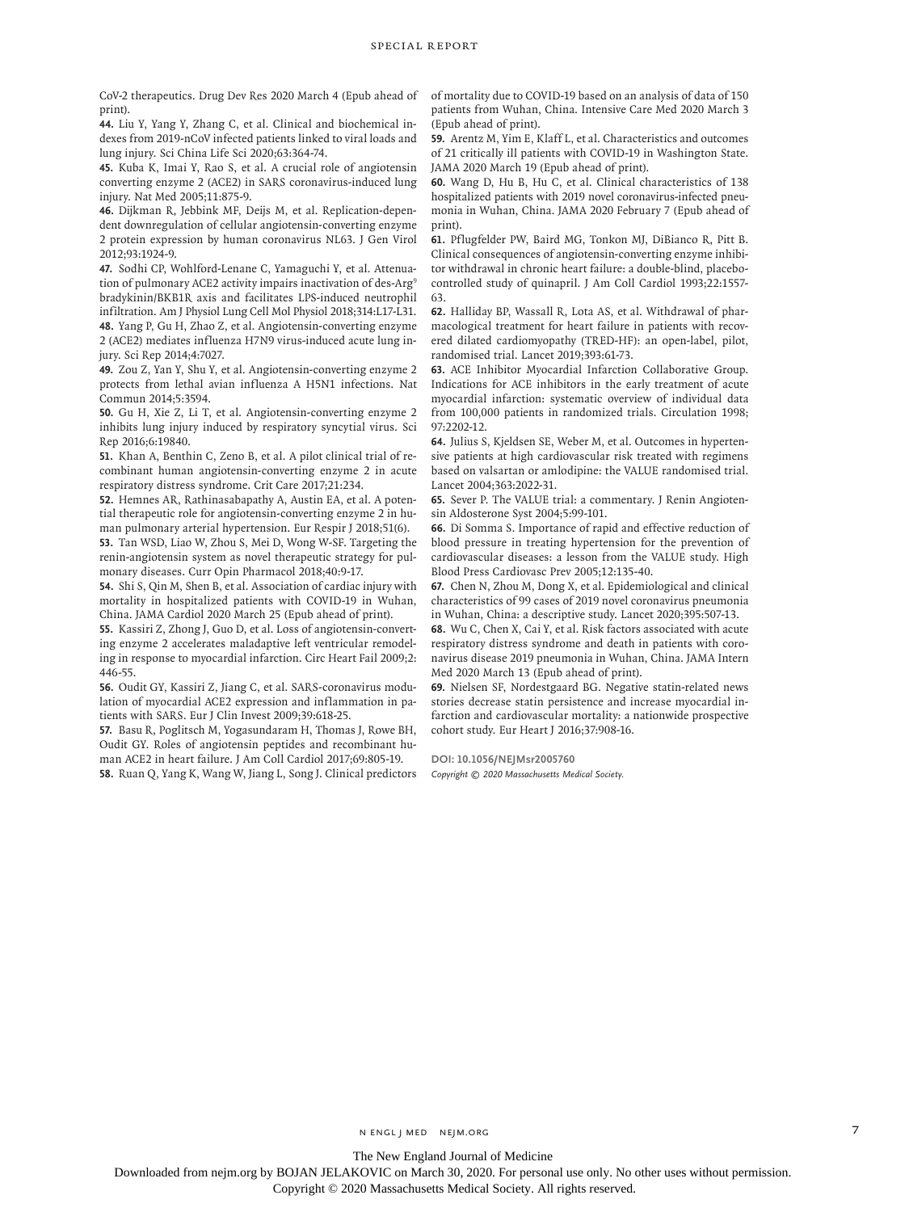CoV-2 therapeutics. Drug Dev Res 2020 March 4 (Epub ahead of print).

**44.** Liu Y, Yang Y, Zhang C, et al. Clinical and biochemical indexes from 2019-nCoV infected patients linked to viral loads and lung injury. Sci China Life Sci 2020;63:364-74.

**45.** Kuba K, Imai Y, Rao S, et al. A crucial role of angiotensin converting enzyme 2 (ACE2) in SARS coronavirus-induced lung injury. Nat Med 2005;11:875-9.

**46.** Dijkman R, Jebbink MF, Deijs M, et al. Replication-dependent downregulation of cellular angiotensin-converting enzyme 2 protein expression by human coronavirus NL63. J Gen Virol 2012;93:1924-9.

**47.** Sodhi CP, Wohlford-Lenane C, Yamaguchi Y, et al. Attenuation of pulmonary ACE2 activity impairs inactivation of des-Arg[9] bradykinin/BKB1R axis and facilitates LPS-induced neutrophil infiltration. Am J Physiol Lung Cell Mol Physiol 2018;314:L17-L31.

**48.** Yang P, Gu H, Zhao Z, et al. Angiotensin-converting enzyme 2 (ACE2) mediates influenza H7N9 virus-induced acute lung injury. Sci Rep 2014;4:7027.

**49.** Zou Z, Yan Y, Shu Y, et al. Angiotensin-converting enzyme 2 protects from lethal avian influenza A H5N1 infections. Nat Commun 2014;5:3594.

**50.** Gu H, Xie Z, Li T, et al. Angiotensin-converting enzyme 2 inhibits lung injury induced by respiratory syncytial virus. Sci Rep 2016;6:19840.

**51.** Khan A, Benthin C, Zeno B, et al. A pilot clinical trial of recombinant human angiotensin-converting enzyme 2 in acute respiratory distress syndrome. Crit Care 2017;21:234.

**52.** Hemnes AR, Rathinasabapathy A, Austin EA, et al. A potential therapeutic role for angiotensin-converting enzyme 2 in human pulmonary arterial hypertension. Eur Respir J 2018;51(6).

**53.** Tan WSD, Liao W, Zhou S, Mei D, Wong W-SF. Targeting the renin-angiotensin system as novel therapeutic strategy for pulmonary diseases. Curr Opin Pharmacol 2018;40:9-17.

**54.** Shi S, Qin M, Shen B, et al. Association of cardiac injury with mortality in hospitalized patients with COVID-19 in Wuhan, China. JAMA Cardiol 2020 March 25 (Epub ahead of print).

**55.** Kassiri Z, Zhong J, Guo D, et al. Loss of angiotensin-converting enzyme 2 accelerates maladaptive left ventricular remodeling in response to myocardial infarction. Circ Heart Fail 2009;2:446-55.

**56.** Oudit GY, Kassiri Z, Jiang C, et al. SARS-coronavirus modulation of myocardial ACE2 expression and inflammation in patients with SARS. Eur J Clin Invest 2009;39:618-25.

**57.** Basu R, Poglitsch M, Yogasundaram H, Thomas J, Rowe BH, Oudit GY. Roles of angiotensin peptides and recombinant human ACE2 in heart failure. J Am Coll Cardiol 2017;69:805-19.

**58.** Ruan Q, Yang K, Wang W, Jiang L, Song J. Clinical predictors of mortality due to COVID-19 based on an analysis of data of 150 patients from Wuhan, China. Intensive Care Med 2020 March 3 (Epub ahead of print).

**59.** Arentz M, Yim E, Klaff L, et al. Characteristics and outcomes of 21 critically ill patients with COVID-19 in Washington State. JAMA 2020 March 19 (Epub ahead of print).

**60.** Wang D, Hu B, Hu C, et al. Clinical characteristics of 138 hospitalized patients with 2019 novel coronavirus-infected pneumonia in Wuhan, China. JAMA 2020 February 7 (Epub ahead of print).

**61.** Pflugfelder PW, Baird MG, Tonkon MJ, DiBianco R, Pitt B. Clinical consequences of angiotensin-converting enzyme inhibitor withdrawal in chronic heart failure: a double-blind, placebo-controlled study of quinapril. J Am Coll Cardiol 1993;22:1557-63.

**62.** Halliday BP, Wassall R, Lota AS, et al. Withdrawal of pharmacological treatment for heart failure in patients with recovered dilated cardiomyopathy (TRED-HF): an open-label, pilot, randomised trial. Lancet 2019;393:61-73.

**63.** ACE Inhibitor Myocardial Infarction Collaborative Group. Indications for ACE inhibitors in the early treatment of acute myocardial infarction: systematic overview of individual data from 100,000 patients in randomized trials. Circulation 1998;97:2202-12.

**64.** Julius S, Kjeldsen SE, Weber M, et al. Outcomes in hypertensive patients at high cardiovascular risk treated with regimens based on valsartan or amlodipine: the VALUE randomised trial. Lancet 2004;363:2022-31.

**65.** Sever P. The VALUE trial: a commentary. J Renin Angiotensin Aldosterone Syst 2004;5:99-101.

**66.** Di Somma S. Importance of rapid and effective reduction of blood pressure in treating hypertension for the prevention of cardiovascular diseases: a lesson from the VALUE study. High Blood Press Cardiovasc Prev 2005;12:135-40.

**67.** Chen N, Zhou M, Dong X, et al. Epidemiological and clinical characteristics of 99 cases of 2019 novel coronavirus pneumonia in Wuhan, China: a descriptive study. Lancet 2020;395:507-13.

**68.** Wu C, Chen X, Cai Y, et al. Risk factors associated with acute respiratory distress syndrome and death in patients with coronavirus disease 2019 pneumonia in Wuhan, China. JAMA Intern Med 2020 March 13 (Epub ahead of print).

**69.** Nielsen SF, Nordestgaard BG. Negative statin-related news stories decrease statin persistence and increase myocardial infarction and cardiovascular mortality: a nationwide prospective cohort study. Eur Heart J 2016;37:908-16.

**DOI: 10.1056/NEJMsr2005760**

*Copyright © 2020 Massachusetts Medical Society.*